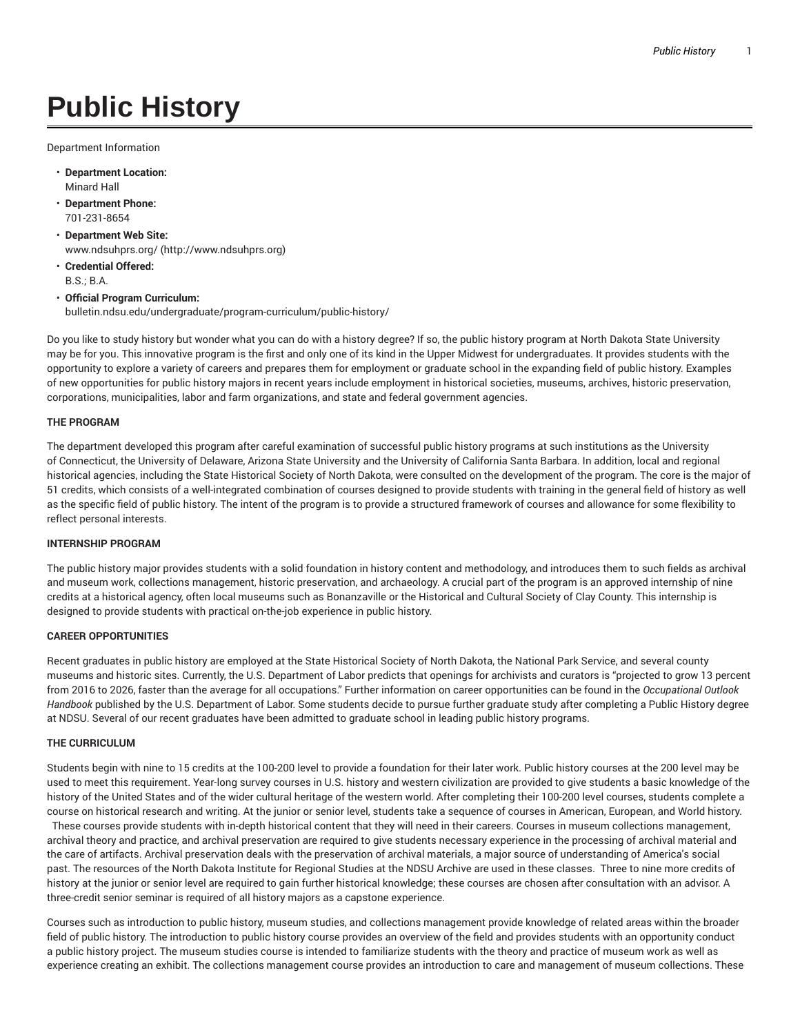# Public History

Department Information

- **Department Location:**
  Minard Hall
- **Department Phone:**
  701-231-8654
- **Department Web Site:**
  www.ndsuhprs.org/ (http://www.ndsuhprs.org)
- **Credential Offered:**
  B.S.; B.A.
- **Official Program Curriculum:**
  bulletin.ndsu.edu/undergraduate/program-curriculum/public-history/

Do you like to study history but wonder what you can do with a history degree? If so, the public history program at North Dakota State University may be for you. This innovative program is the first and only one of its kind in the Upper Midwest for undergraduates. It provides students with the opportunity to explore a variety of careers and prepares them for employment or graduate school in the expanding field of public history. Examples of new opportunities for public history majors in recent years include employment in historical societies, museums, archives, historic preservation, corporations, municipalities, labor and farm organizations, and state and federal government agencies.

**THE PROGRAM**

The department developed this program after careful examination of successful public history programs at such institutions as the University of Connecticut, the University of Delaware, Arizona State University and the University of California Santa Barbara. In addition, local and regional historical agencies, including the State Historical Society of North Dakota, were consulted on the development of the program. The core is the major of 51 credits, which consists of a well-integrated combination of courses designed to provide students with training in the general field of history as well as the specific field of public history. The intent of the program is to provide a structured framework of courses and allowance for some flexibility to reflect personal interests.

**INTERNSHIP PROGRAM**

The public history major provides students with a solid foundation in history content and methodology, and introduces them to such fields as archival and museum work, collections management, historic preservation, and archaeology. A crucial part of the program is an approved internship of nine credits at a historical agency, often local museums such as Bonanzaville or the Historical and Cultural Society of Clay County. This internship is designed to provide students with practical on-the-job experience in public history.

**CAREER OPPORTUNITIES**

Recent graduates in public history are employed at the State Historical Society of North Dakota, the National Park Service, and several county museums and historic sites. Currently, the U.S. Department of Labor predicts that openings for archivists and curators is "projected to grow 13 percent from 2016 to 2026, faster than the average for all occupations." Further information on career opportunities can be found in the *Occupational Outlook Handbook* published by the U.S. Department of Labor. Some students decide to pursue further graduate study after completing a Public History degree at NDSU. Several of our recent graduates have been admitted to graduate school in leading public history programs.

**THE CURRICULUM**

Students begin with nine to 15 credits at the 100-200 level to provide a foundation for their later work. Public history courses at the 200 level may be used to meet this requirement. Year-long survey courses in U.S. history and western civilization are provided to give students a basic knowledge of the history of the United States and of the wider cultural heritage of the western world. After completing their 100-200 level courses, students complete a course on historical research and writing. At the junior or senior level, students take a sequence of courses in American, European, and World history. These courses provide students with in-depth historical content that they will need in their careers. Courses in museum collections management, archival theory and practice, and archival preservation are required to give students necessary experience in the processing of archival material and the care of artifacts. Archival preservation deals with the preservation of archival materials, a major source of understanding of America's social past. The resources of the North Dakota Institute for Regional Studies at the NDSU Archive are used in these classes. Three to nine more credits of history at the junior or senior level are required to gain further historical knowledge; these courses are chosen after consultation with an advisor. A three-credit senior seminar is required of all history majors as a capstone experience.

Courses such as introduction to public history, museum studies, and collections management provide knowledge of related areas within the broader field of public history. The introduction to public history course provides an overview of the field and provides students with an opportunity conduct a public history project. The museum studies course is intended to familiarize students with the theory and practice of museum work as well as experience creating an exhibit. The collections management course provides an introduction to care and management of museum collections. These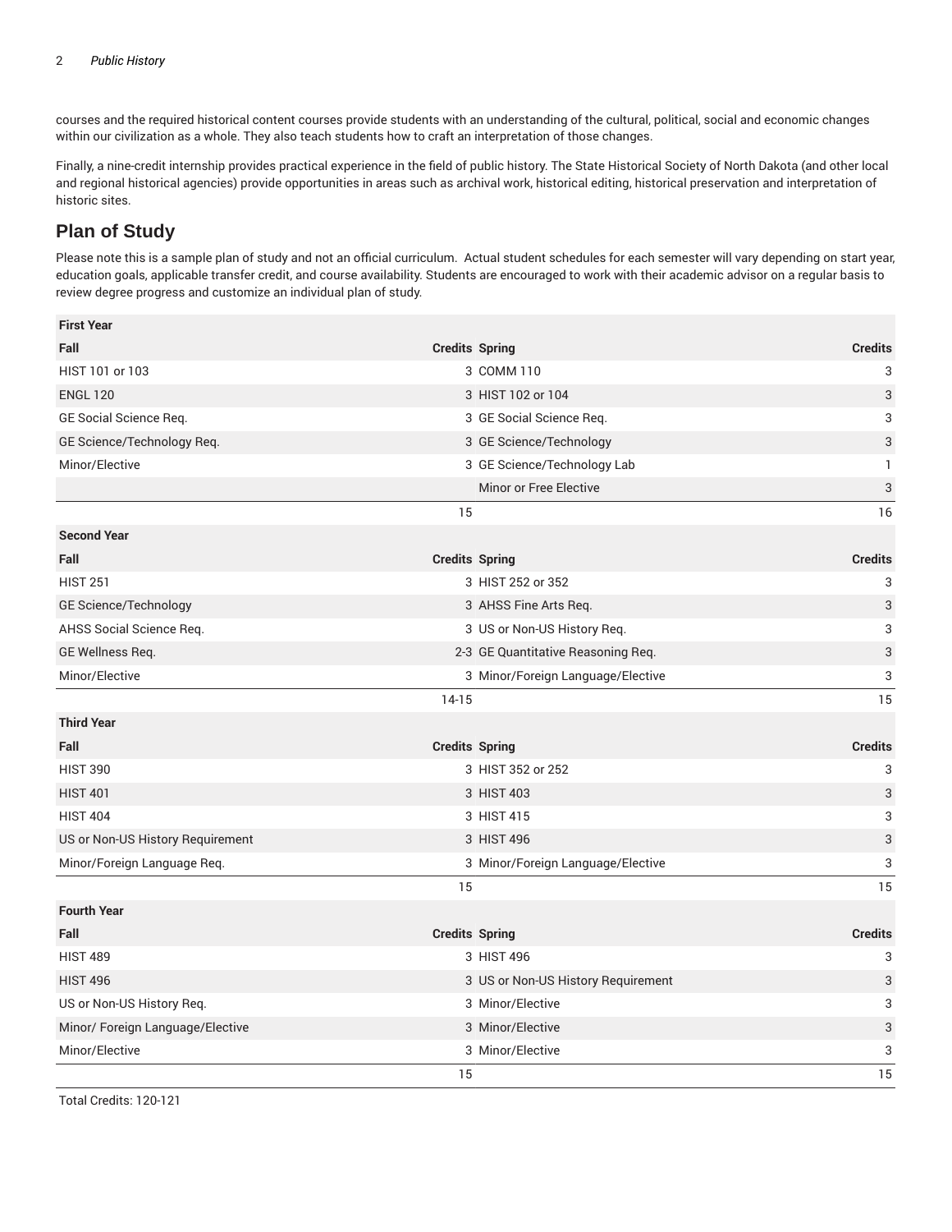courses and the required historical content courses provide students with an understanding of the cultural, political, social and economic changes within our civilization as a whole. They also teach students how to craft an interpretation of those changes.

Finally, a nine-credit internship provides practical experience in the field of public history. The State Historical Society of North Dakota (and other local and regional historical agencies) provide opportunities in areas such as archival work, historical editing, historical preservation and interpretation of historic sites.

## Plan of Study

Please note this is a sample plan of study and not an official curriculum. Actual student schedules for each semester will vary depending on start year, education goals, applicable transfer credit, and course availability. Students are encouraged to work with their academic advisor on a regular basis to review degree progress and customize an individual plan of study.

| | | | |
|---|---|---|---|
| **First Year** | | | |
| **Fall** | **Credits** | **Spring** | **Credits** |
| HIST 101 or 103 | 3 | COMM 110 | 3 |
| ENGL 120 | 3 | HIST 102 or 104 | 3 |
| GE Social Science Req. | 3 | GE Social Science Req. | 3 |
| GE Science/Technology Req. | 3 | GE Science/Technology | 3 |
| Minor/Elective | 3 | GE Science/Technology Lab | 1 |
| | | Minor or Free Elective | 3 |
| | 15 | | 16 |
| **Second Year** | | | |
| **Fall** | **Credits** | **Spring** | **Credits** |
| HIST 251 | 3 | HIST 252 or 352 | 3 |
| GE Science/Technology | 3 | AHSS Fine Arts Req. | 3 |
| AHSS Social Science Req. | 3 | US or Non-US History Req. | 3 |
| GE Wellness Req. | 2-3 | GE Quantitative Reasoning Req. | 3 |
| Minor/Elective | 3 | Minor/Foreign Language/Elective | 3 |
| | 14-15 | | 15 |
| **Third Year** | | | |
| **Fall** | **Credits** | **Spring** | **Credits** |
| HIST 390 | 3 | HIST 352 or 252 | 3 |
| HIST 401 | 3 | HIST 403 | 3 |
| HIST 404 | 3 | HIST 415 | 3 |
| US or Non-US History Requirement | 3 | HIST 496 | 3 |
| Minor/Foreign Language Req. | 3 | Minor/Foreign Language/Elective | 3 |
| | 15 | | 15 |
| **Fourth Year** | | | |
| **Fall** | **Credits** | **Spring** | **Credits** |
| HIST 489 | 3 | HIST 496 | 3 |
| HIST 496 | 3 | US or Non-US History Requirement | 3 |
| US or Non-US History Req. | 3 | Minor/Elective | 3 |
| Minor/ Foreign Language/Elective | 3 | Minor/Elective | 3 |
| Minor/Elective | 3 | Minor/Elective | 3 |
| | 15 | | 15 |

Total Credits: 120-121